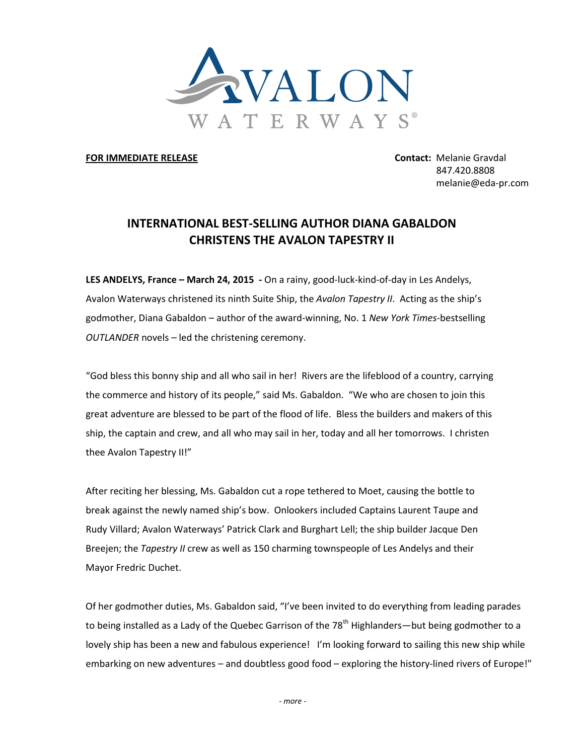AVALON WATERWAYS®

**FOR IMMEDIATE RELEASE**

**Contact:** Melanie Gravdal
847.420.8808
melanie@eda-pr.com

# INTERNATIONAL BEST-SELLING AUTHOR DIANA GABALDON CHRISTENS THE AVALON TAPESTRY II

**LES ANDELYS, France – March 24, 2015 -** On a rainy, good-luck-kind-of-day in Les Andelys, Avalon Waterways christened its ninth Suite Ship, the *Avalon Tapestry II*. Acting as the ship's godmother, Diana Gabaldon – author of the award-winning, No. 1 *New York Times*-bestselling *OUTLANDER* novels – led the christening ceremony.

"God bless this bonny ship and all who sail in her! Rivers are the lifeblood of a country, carrying the commerce and history of its people," said Ms. Gabaldon. "We who are chosen to join this great adventure are blessed to be part of the flood of life. Bless the builders and makers of this ship, the captain and crew, and all who may sail in her, today and all her tomorrows. I christen thee Avalon Tapestry II!"

After reciting her blessing, Ms. Gabaldon cut a rope tethered to Moet, causing the bottle to break against the newly named ship's bow. Onlookers included Captains Laurent Taupe and Rudy Villard; Avalon Waterways' Patrick Clark and Burghart Lell; the ship builder Jacque Den Breejen; the *Tapestry II* crew as well as 150 charming townspeople of Les Andelys and their Mayor Fredric Duchet.

Of her godmother duties, Ms. Gabaldon said, "I've been invited to do everything from leading parades to being installed as a Lady of the Quebec Garrison of the 78th Highlanders—but being godmother to a lovely ship has been a new and fabulous experience! I'm looking forward to sailing this new ship while embarking on new adventures – and doubtless good food – exploring the history-lined rivers of Europe!"

*- more -*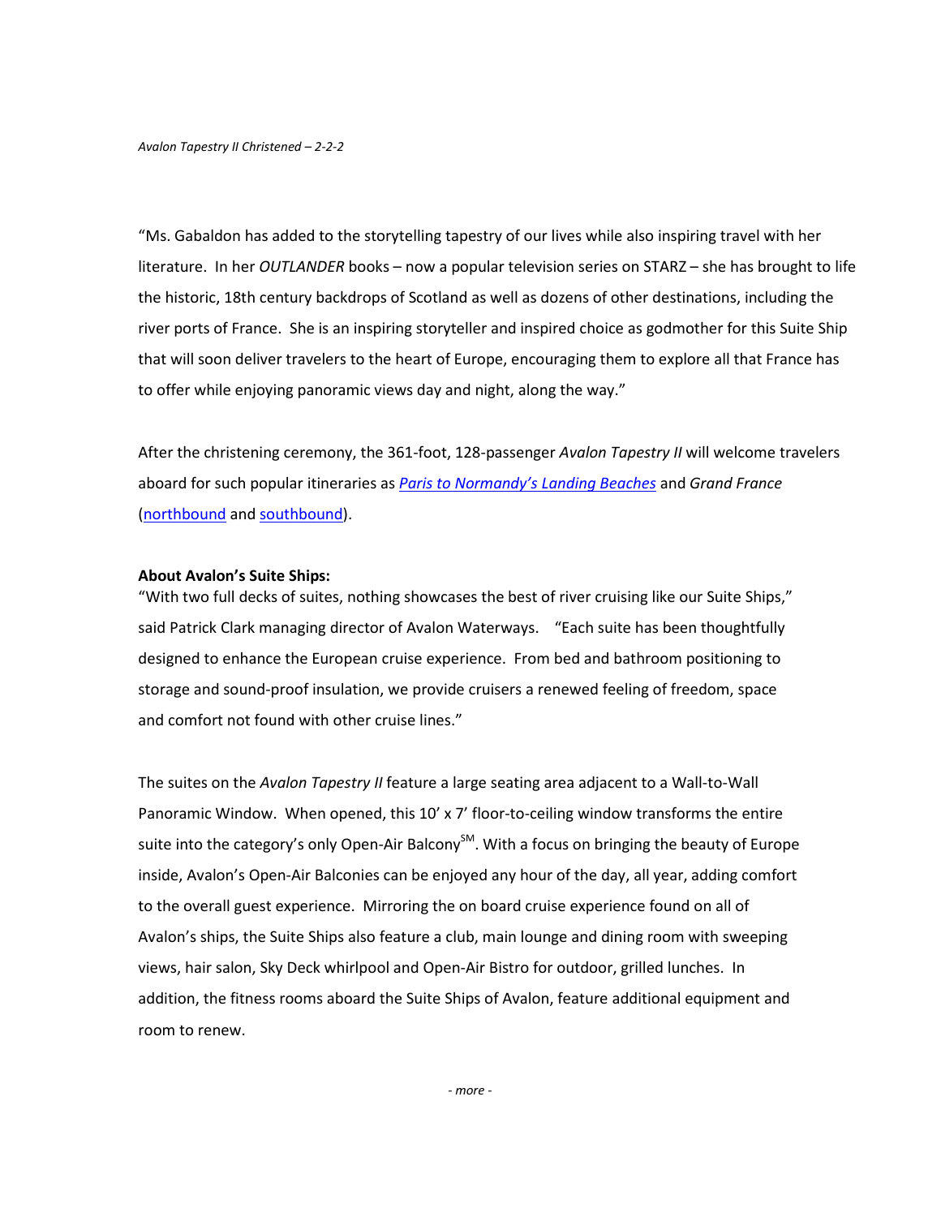"Ms. Gabaldon has added to the storytelling tapestry of our lives while also inspiring travel with her literature. In her *OUTLANDER* books – now a popular television series on STARZ – she has brought to life the historic, 18th century backdrops of Scotland as well as dozens of other destinations, including the river ports of France. She is an inspiring storyteller and inspired choice as godmother for this Suite Ship that will soon deliver travelers to the heart of Europe, encouraging them to explore all that France has to offer while enjoying panoramic views day and night, along the way."

After the christening ceremony, the 361-foot, 128-passenger *Avalon Tapestry II* will welcome travelers aboard for such popular itineraries as *Paris to Normandy's Landing Beaches* and *Grand France* (northbound and southbound).

**About Avalon's Suite Ships:**

"With two full decks of suites, nothing showcases the best of river cruising like our Suite Ships," said Patrick Clark managing director of Avalon Waterways. "Each suite has been thoughtfully designed to enhance the European cruise experience. From bed and bathroom positioning to storage and sound-proof insulation, we provide cruisers a renewed feeling of freedom, space and comfort not found with other cruise lines."

The suites on the *Avalon Tapestry II* feature a large seating area adjacent to a Wall-to-Wall Panoramic Window. When opened, this 10' x 7' floor-to-ceiling window transforms the entire suite into the category's only Open-Air Balcony℠. With a focus on bringing the beauty of Europe inside, Avalon's Open-Air Balconies can be enjoyed any hour of the day, all year, adding comfort to the overall guest experience. Mirroring the on board cruise experience found on all of Avalon's ships, the Suite Ships also feature a club, main lounge and dining room with sweeping views, hair salon, Sky Deck whirlpool and Open-Air Bistro for outdoor, grilled lunches. In addition, the fitness rooms aboard the Suite Ships of Avalon, feature additional equipment and room to renew.

*- more -*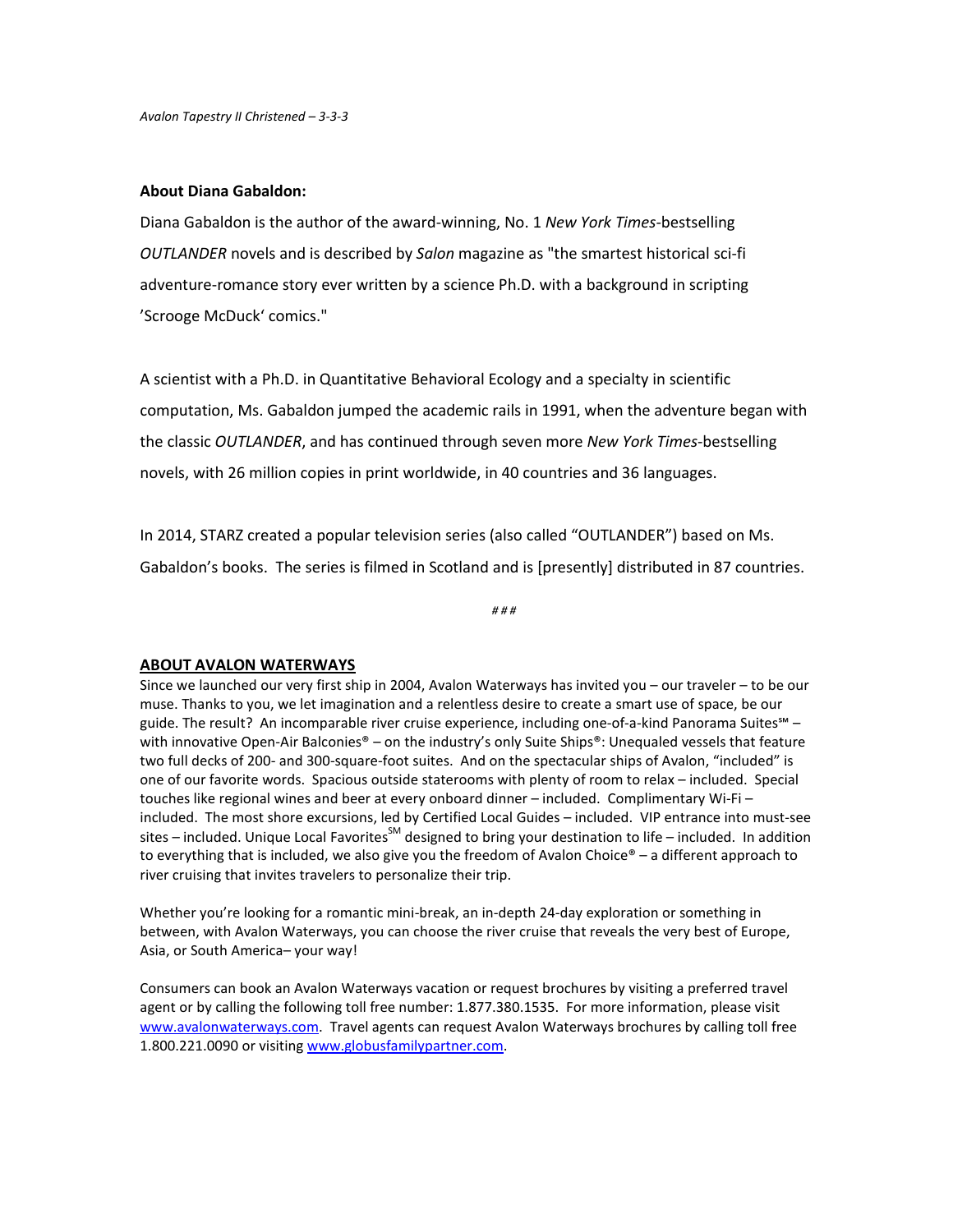*Avalon Tapestry II Christened – 3-3-3*

**About Diana Gabaldon:**

Diana Gabaldon is the author of the award-winning, No. 1 *New York Times*-bestselling *OUTLANDER* novels and is described by *Salon* magazine as "the smartest historical sci-fi adventure-romance story ever written by a science Ph.D. with a background in scripting 'Scrooge McDuck' comics."

A scientist with a Ph.D. in Quantitative Behavioral Ecology and a specialty in scientific computation, Ms. Gabaldon jumped the academic rails in 1991, when the adventure began with the classic *OUTLANDER*, and has continued through seven more *New York Times*-bestselling novels, with 26 million copies in print worldwide, in 40 countries and 36 languages.

In 2014, STARZ created a popular television series (also called "OUTLANDER") based on Ms. Gabaldon's books. The series is filmed in Scotland and is [presently] distributed in 87 countries.

*###*

**ABOUT AVALON WATERWAYS**

Since we launched our very first ship in 2004, Avalon Waterways has invited you – our traveler – to be our muse. Thanks to you, we let imagination and a relentless desire to create a smart use of space, be our guide. The result? An incomparable river cruise experience, including one-of-a-kind Panorama Suites℠ – with innovative Open-Air Balconies® – on the industry's only Suite Ships®: Unequaled vessels that feature two full decks of 200- and 300-square-foot suites. And on the spectacular ships of Avalon, "included" is one of our favorite words. Spacious outside staterooms with plenty of room to relax – included. Special touches like regional wines and beer at every onboard dinner – included. Complimentary Wi-Fi – included. The most shore excursions, led by Certified Local Guides – included. VIP entrance into must-see sites – included. Unique Local Favorites℠ designed to bring your destination to life – included. In addition to everything that is included, we also give you the freedom of Avalon Choice® – a different approach to river cruising that invites travelers to personalize their trip.

Whether you're looking for a romantic mini-break, an in-depth 24-day exploration or something in between, with Avalon Waterways, you can choose the river cruise that reveals the very best of Europe, Asia, or South America– your way!

Consumers can book an Avalon Waterways vacation or request brochures by visiting a preferred travel agent or by calling the following toll free number: 1.877.380.1535. For more information, please visit www.avalonwaterways.com. Travel agents can request Avalon Waterways brochures by calling toll free 1.800.221.0090 or visiting www.globusfamilypartner.com.